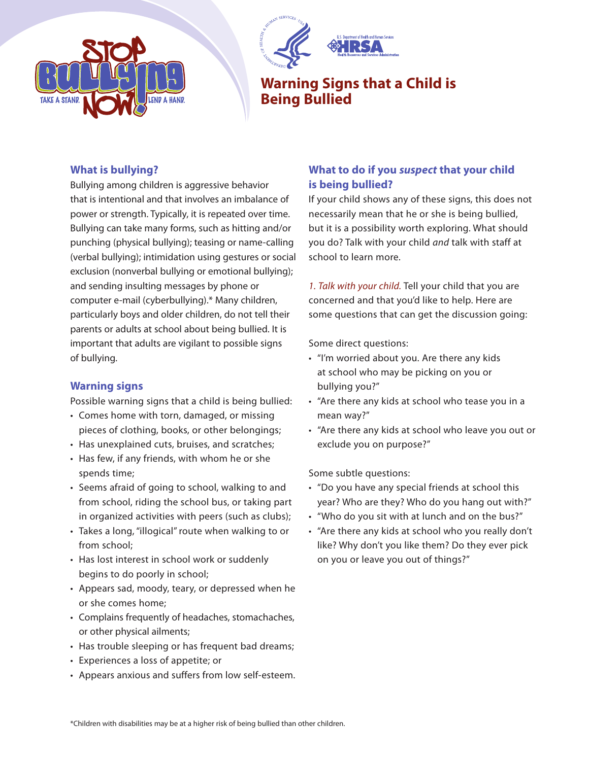# Warning Signs that a Child is Being Bullied

## What is bullying?

Bullying among children is aggressive behavior that is intentional and that involves an imbalance of power or strength. Typically, it is repeated over time. Bullying can take many forms, such as hitting and/or punching (physical bullying); teasing or name-calling (verbal bullying); intimidation using gestures or social exclusion (nonverbal bullying or emotional bullying); and sending insulting messages by phone or computer e-mail (cyberbullying).* Many children, particularly boys and older children, do not tell their parents or adults at school about being bullied. It is important that adults are vigilant to possible signs of bullying.

## Warning signs

Possible warning signs that a child is being bullied:

- Comes home with torn, damaged, or missing pieces of clothing, books, or other belongings;
- Has unexplained cuts, bruises, and scratches;
- Has few, if any friends, with whom he or she spends time;
- Seems afraid of going to school, walking to and from school, riding the school bus, or taking part in organized activities with peers (such as clubs);
- Takes a long, "illogical" route when walking to or from school;
- Has lost interest in school work or suddenly begins to do poorly in school;
- Appears sad, moody, teary, or depressed when he or she comes home;
- Complains frequently of headaches, stomachaches, or other physical ailments;
- Has trouble sleeping or has frequent bad dreams;
- Experiences a loss of appetite; or
- Appears anxious and suffers from low self-esteem.

## What to do if you *suspect* that your child is being bullied?

If your child shows any of these signs, this does not necessarily mean that he or she is being bullied, but it is a possibility worth exploring. What should you do? Talk with your child *and* talk with staff at school to learn more.

*1. Talk with your child.* Tell your child that you are concerned and that you'd like to help. Here are some questions that can get the discussion going:

Some direct questions:

- "I'm worried about you. Are there any kids at school who may be picking on you or bullying you?"
- "Are there any kids at school who tease you in a mean way?"
- "Are there any kids at school who leave you out or exclude you on purpose?"

Some subtle questions:

- "Do you have any special friends at school this year? Who are they? Who do you hang out with?"
- "Who do you sit with at lunch and on the bus?"
- "Are there any kids at school who you really don't like? Why don't you like them? Do they ever pick on you or leave you out of things?"

*Children with disabilities may be at a higher risk of being bullied than other children.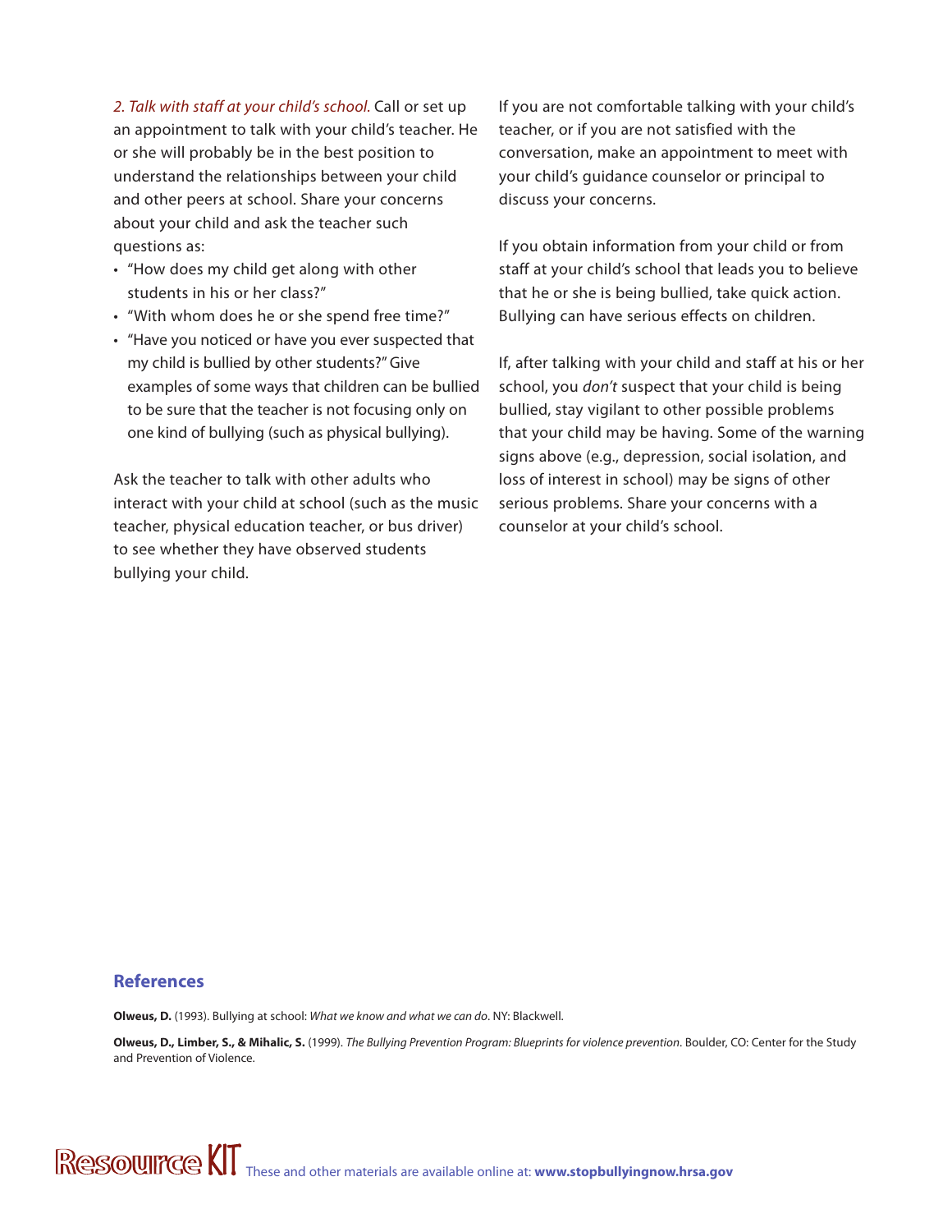*2. Talk with staff at your child's school.* Call or set up an appointment to talk with your child's teacher. He or she will probably be in the best position to understand the relationships between your child and other peers at school. Share your concerns about your child and ask the teacher such questions as:

- "How does my child get along with other students in his or her class?"
- "With whom does he or she spend free time?"
- "Have you noticed or have you ever suspected that my child is bullied by other students?" Give examples of some ways that children can be bullied to be sure that the teacher is not focusing only on one kind of bullying (such as physical bullying).

Ask the teacher to talk with other adults who interact with your child at school (such as the music teacher, physical education teacher, or bus driver) to see whether they have observed students bullying your child.

If you are not comfortable talking with your child's teacher, or if you are not satisfied with the conversation, make an appointment to meet with your child's guidance counselor or principal to discuss your concerns.

If you obtain information from your child or from staff at your child's school that leads you to believe that he or she is being bullied, take quick action. Bullying can have serious effects on children.

If, after talking with your child and staff at his or her school, you *don't* suspect that your child is being bullied, stay vigilant to other possible problems that your child may be having. Some of the warning signs above (e.g., depression, social isolation, and loss of interest in school) may be signs of other serious problems. Share your concerns with a counselor at your child's school.

## References

**Olweus, D.** (1993). Bullying at school: *What we know and what we can do*. NY: Blackwell.

**Olweus, D., Limber, S., & Mihalic, S.** (1999). *The Bullying Prevention Program: Blueprints for violence prevention*. Boulder, CO: Center for the Study and Prevention of Violence.

Resource KIT These and other materials are available online at: **www.stopbullyingnow.hrsa.gov**